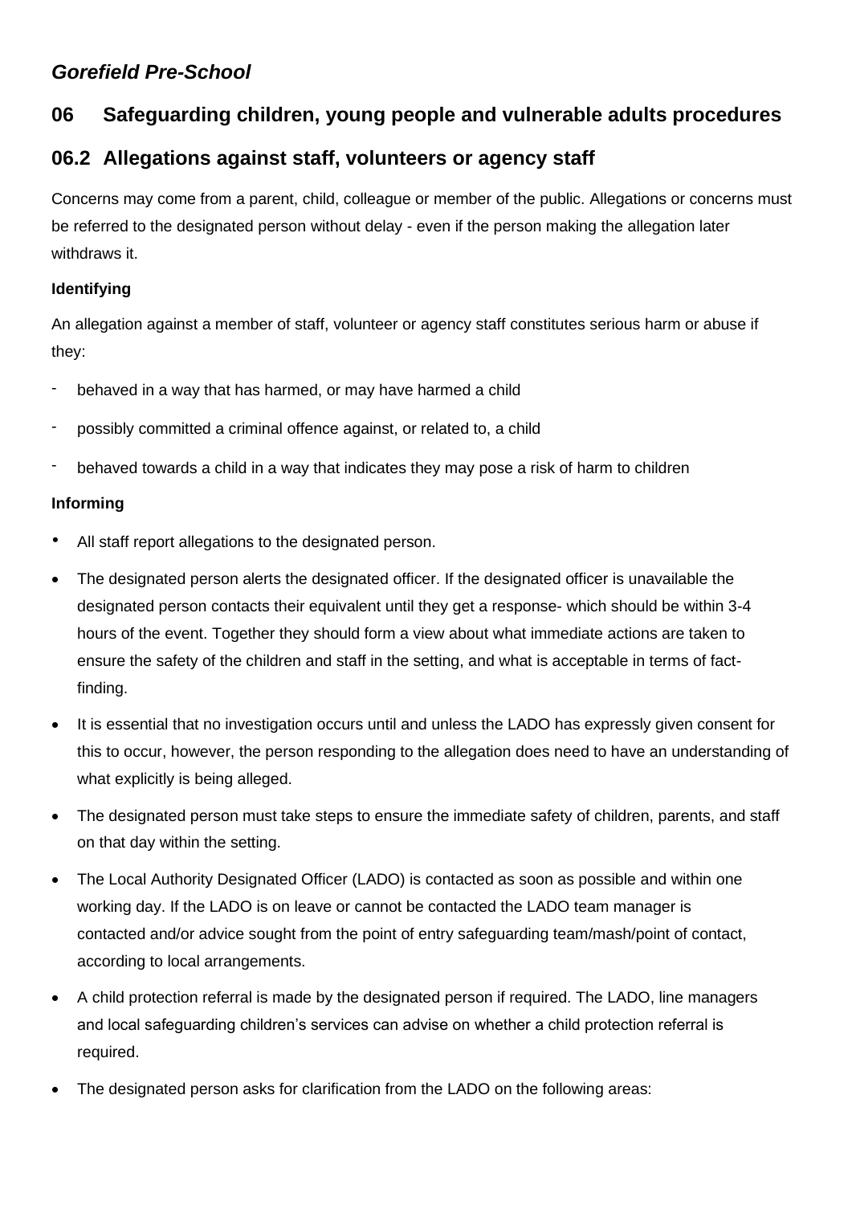***Gorefield Pre-School***

## 06 Safeguarding children, young people and vulnerable adults procedures

## 06.2 Allegations against staff, volunteers or agency staff

Concerns may come from a parent, child, colleague or member of the public. Allegations or concerns must be referred to the designated person without delay - even if the person making the allegation later withdraws it.

**Identifying**

An allegation against a member of staff, volunteer or agency staff constitutes serious harm or abuse if they:

- behaved in a way that has harmed, or may have harmed a child
- possibly committed a criminal offence against, or related to, a child
- behaved towards a child in a way that indicates they may pose a risk of harm to children

**Informing**

- All staff report allegations to the designated person.
- The designated person alerts the designated officer. If the designated officer is unavailable the designated person contacts their equivalent until they get a response- which should be within 3-4 hours of the event. Together they should form a view about what immediate actions are taken to ensure the safety of the children and staff in the setting, and what is acceptable in terms of fact-finding.
- It is essential that no investigation occurs until and unless the LADO has expressly given consent for this to occur, however, the person responding to the allegation does need to have an understanding of what explicitly is being alleged.
- The designated person must take steps to ensure the immediate safety of children, parents, and staff on that day within the setting.
- The Local Authority Designated Officer (LADO) is contacted as soon as possible and within one working day. If the LADO is on leave or cannot be contacted the LADO team manager is contacted and/or advice sought from the point of entry safeguarding team/mash/point of contact, according to local arrangements.
- A child protection referral is made by the designated person if required. The LADO, line managers and local safeguarding children's services can advise on whether a child protection referral is required.
- The designated person asks for clarification from the LADO on the following areas: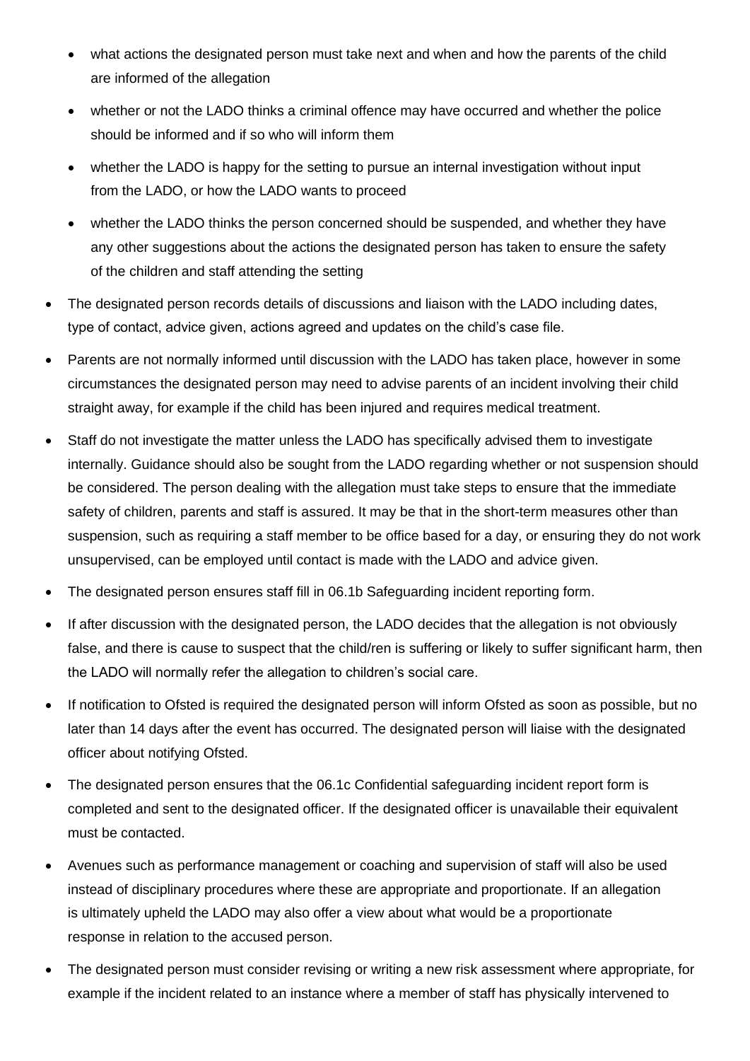- what actions the designated person must take next and when and how the parents of the child are informed of the allegation
- whether or not the LADO thinks a criminal offence may have occurred and whether the police should be informed and if so who will inform them
- whether the LADO is happy for the setting to pursue an internal investigation without input from the LADO, or how the LADO wants to proceed
- whether the LADO thinks the person concerned should be suspended, and whether they have any other suggestions about the actions the designated person has taken to ensure the safety of the children and staff attending the setting

- The designated person records details of discussions and liaison with the LADO including dates, type of contact, advice given, actions agreed and updates on the child's case file.
- Parents are not normally informed until discussion with the LADO has taken place, however in some circumstances the designated person may need to advise parents of an incident involving their child straight away, for example if the child has been injured and requires medical treatment.
- Staff do not investigate the matter unless the LADO has specifically advised them to investigate internally. Guidance should also be sought from the LADO regarding whether or not suspension should be considered. The person dealing with the allegation must take steps to ensure that the immediate safety of children, parents and staff is assured. It may be that in the short-term measures other than suspension, such as requiring a staff member to be office based for a day, or ensuring they do not work unsupervised, can be employed until contact is made with the LADO and advice given.
- The designated person ensures staff fill in 06.1b Safeguarding incident reporting form.
- If after discussion with the designated person, the LADO decides that the allegation is not obviously false, and there is cause to suspect that the child/ren is suffering or likely to suffer significant harm, then the LADO will normally refer the allegation to children's social care.
- If notification to Ofsted is required the designated person will inform Ofsted as soon as possible, but no later than 14 days after the event has occurred. The designated person will liaise with the designated officer about notifying Ofsted.
- The designated person ensures that the 06.1c Confidential safeguarding incident report form is completed and sent to the designated officer. If the designated officer is unavailable their equivalent must be contacted.
- Avenues such as performance management or coaching and supervision of staff will also be used instead of disciplinary procedures where these are appropriate and proportionate. If an allegation is ultimately upheld the LADO may also offer a view about what would be a proportionate response in relation to the accused person.
- The designated person must consider revising or writing a new risk assessment where appropriate, for example if the incident related to an instance where a member of staff has physically intervened to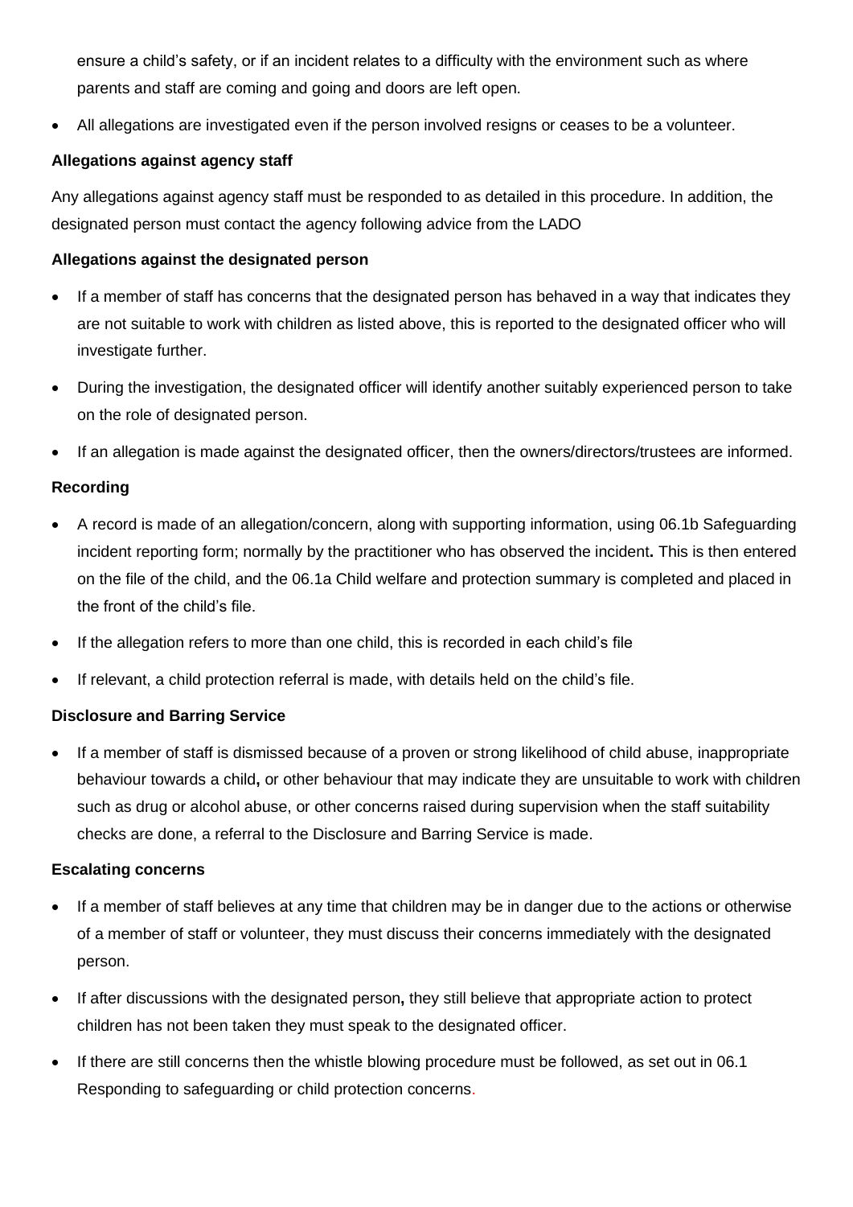ensure a child's safety, or if an incident relates to a difficulty with the environment such as where parents and staff are coming and going and doors are left open.

- All allegations are investigated even if the person involved resigns or ceases to be a volunteer.

**Allegations against agency staff**

Any allegations against agency staff must be responded to as detailed in this procedure. In addition, the designated person must contact the agency following advice from the LADO

**Allegations against the designated person**

- If a member of staff has concerns that the designated person has behaved in a way that indicates they are not suitable to work with children as listed above, this is reported to the designated officer who will investigate further.
- During the investigation, the designated officer will identify another suitably experienced person to take on the role of designated person.
- If an allegation is made against the designated officer, then the owners/directors/trustees are informed.

**Recording**

- A record is made of an allegation/concern, along with supporting information, using 06.1b Safeguarding incident reporting form; normally by the practitioner who has observed the incident**.** This is then entered on the file of the child, and the 06.1a Child welfare and protection summary is completed and placed in the front of the child's file.
- If the allegation refers to more than one child, this is recorded in each child's file
- If relevant, a child protection referral is made, with details held on the child's file.

**Disclosure and Barring Service**

- If a member of staff is dismissed because of a proven or strong likelihood of child abuse, inappropriate behaviour towards a child**,** or other behaviour that may indicate they are unsuitable to work with children such as drug or alcohol abuse, or other concerns raised during supervision when the staff suitability checks are done, a referral to the Disclosure and Barring Service is made.

**Escalating concerns**

- If a member of staff believes at any time that children may be in danger due to the actions or otherwise of a member of staff or volunteer, they must discuss their concerns immediately with the designated person.
- If after discussions with the designated person**,** they still believe that appropriate action to protect children has not been taken they must speak to the designated officer.
- If there are still concerns then the whistle blowing procedure must be followed, as set out in 06.1 Responding to safeguarding or child protection concerns.